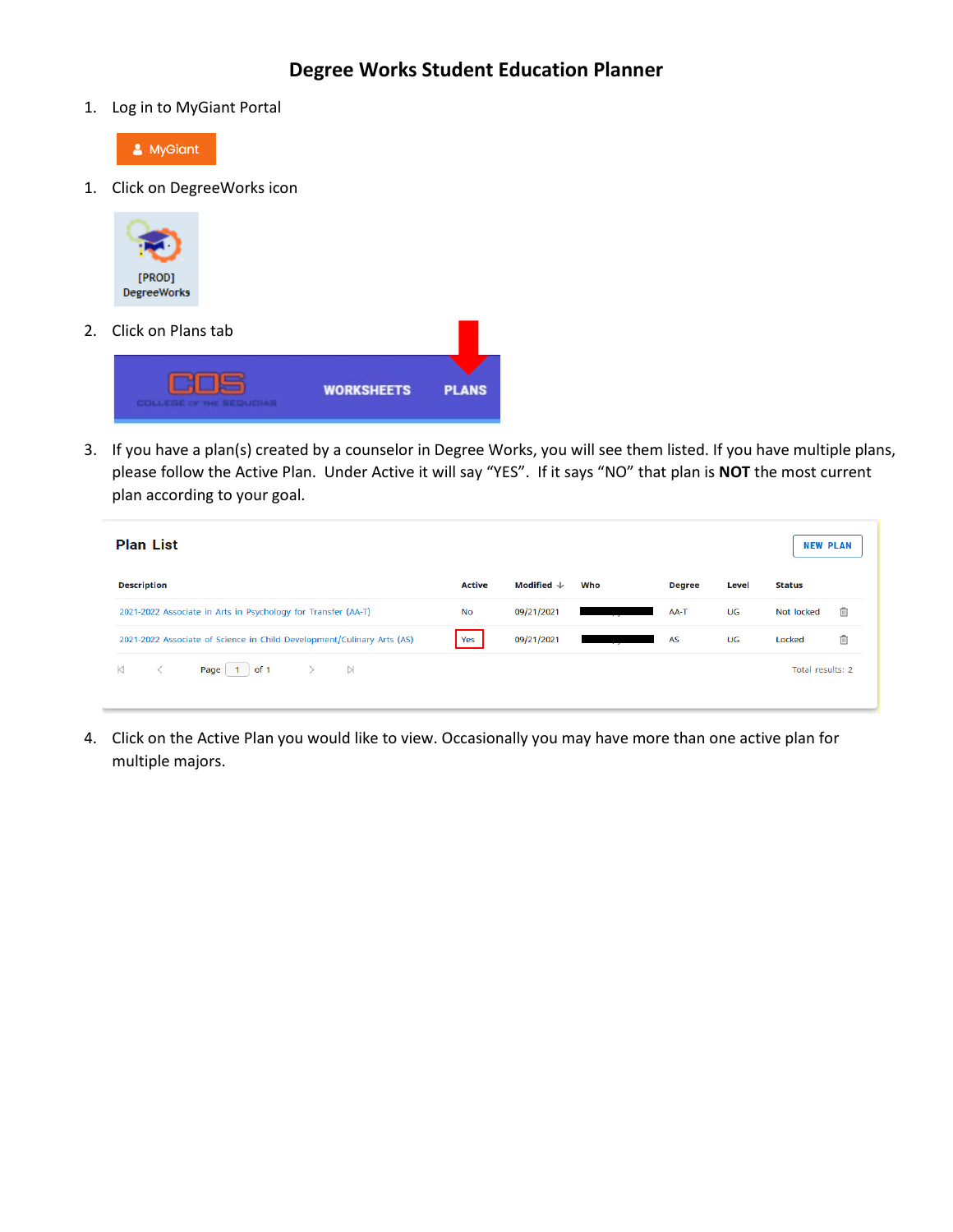# Degree Works Student Education Planner

1. Log in to MyGiant Portal

MyGiant

1. Click on DegreeWorks icon

[PROD] DegreeWorks

2. Click on Plans tab

COS COLLEGE OF THE SEQUOIAS WORKSHEETS PLANS

3. If you have a plan(s) created by a counselor in Degree Works, you will see them listed. If you have multiple plans, please follow the Active Plan. Under Active it will say "YES". If it says "NO" that plan is **NOT** the most current plan according to your goal.

**Plan List** NEW PLAN

| Description | Active | Modified | Who | Degree | Level | Status |
|---|---|---|---|---|---|---|
| 2021-2022 Associate in Arts in Psychology for Transfer (AA-T) | No | 09/21/2021 | | AA-T | UG | Not locked |
| 2021-2022 Associate of Science in Child Development/Culinary Arts (AS) | Yes | 09/21/2021 | | AS | UG | Locked |

Page 1 of 1 Total results: 2

4. Click on the Active Plan you would like to view. Occasionally you may have more than one active plan for multiple majors.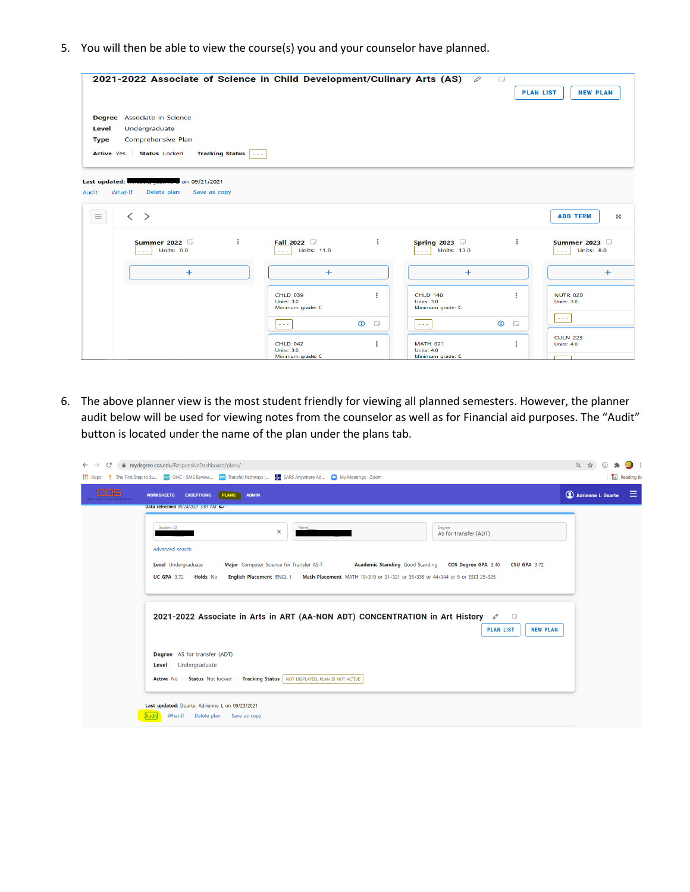5. You will then be able to view the course(s) you and your counselor have planned.

**2021-2022 Associate of Science in Child Development/Culinary Arts (AS)**

PLAN LIST NEW PLAN

**Degree** Associate in Science
**Level** Undergraduate
**Type** Comprehensive Plan

**Active** Yes **Status** Locked **Tracking Status** - - -

**Last updated:** on 09/21/2021

Audit What-If Delete plan Save as copy

ADD TERM

| Summer 2022 | Fall 2022 | Spring 2023 | Summer 2023 |
|---|---|---|---|
| Units: 0.0 | Units: 11.0 | Units: 13.0 | Units: 8.0 |
| | CHLD 039 Units: 3.0 Minimum grade: C | CHLD 140 Units: 3.0 Minimum grade: C | NUTR 020 Units: 3.0 |
| | CHLD 042 Units: 3.0 Minimum grade: C | MATH 021 Units: 4.0 Minimum grade: C | CULN 223 Units: 4.0 |

6. The above planner view is the most student friendly for viewing all planned semesters. However, the planner audit below will be used for viewing notes from the counselor as well as for Financial aid purposes. The "Audit" button is located under the name of the plan under the plans tab.

mydegree.cos.edu/ResponsiveDashboard/plans/

WORKSHEETS EXCEPTIONS PLANS ADMIN Adrienne L Duarte

Data refreshed 09/24/2021 3:01 AM

Student ID Name Degree AS for transfer (ADT)

Advanced search

**Level** Undergraduate **Major** Computer Science for Transfer AS-T **Academic Standing** Good Standing **COS Degree GPA** 3.40 **CSU GPA** 3.72

**UC GPA** 3.72 **Holds** No **English Placement** ENGL 1 **Math Placement** MATH 10+310 or 21+321 or 35+335 or 44+344 or 5 or SSCI 25+325

**2021-2022 Associate in Arts in ART (AA-NON ADT) CONCENTRATION in Art History**

PLAN LIST NEW PLAN

**Degree** AS for transfer (ADT)
**Level** Undergraduate

**Active** No **Status** Not locked **Tracking Status** NOT DISPLAYED, PLAN IS NOT ACTIVE

**Last updated:** Duarte, Adrienne L on 09/23/2021

Audit What-If Delete plan Save as copy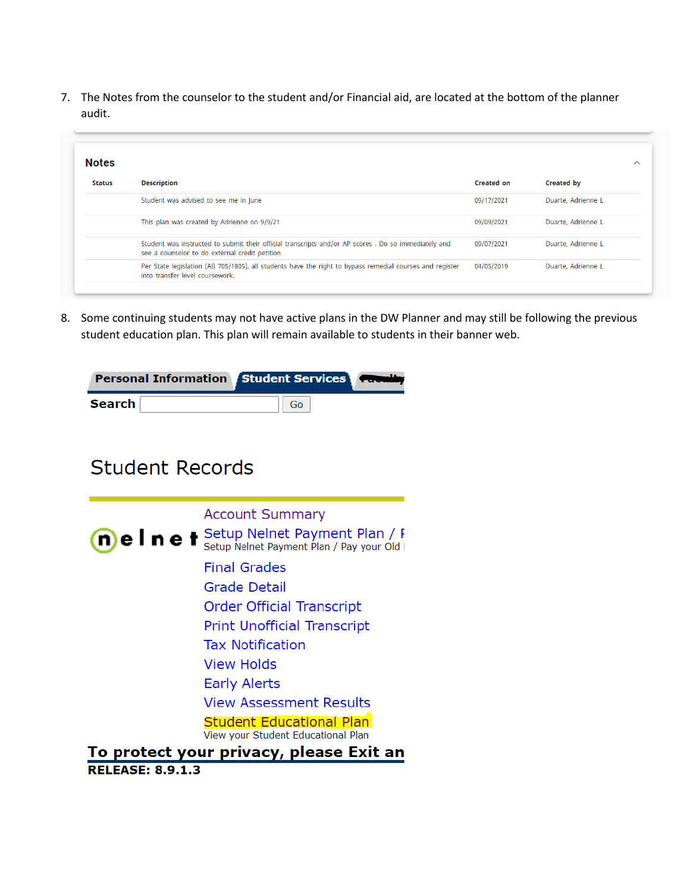7. The Notes from the counselor to the student and/or Financial aid, are located at the bottom of the planner audit.

**Notes**

| Status | Description | Created on | Created by |
|---|---|---|---|
| | Student was advised to see me in June | 09/17/2021 | Duarte, Adrienne L |
| | This plan was created by Adrienne on 9/9/21 | 09/09/2021 | Duarte, Adrienne L |
| | Student was instructed to submit their official transcripts and/or AP scores . Do so immediately and see a counselor to do external credit petition | 09/07/2021 | Duarte, Adrienne L |
| | Per State legislation (AB 705/1805), all students have the right to bypass remedial courses and register into transfer level coursework. | 04/05/2019 | Duarte, Adrienne L |

8. Some continuing students may not have active plans in the DW Planner and may still be following the previous student education plan. This plan will remain available to students in their banner web.

Personal Information | Student Services

Search [ ] Go

## Student Records

Account Summary

Setup Nelnet Payment Plan / P
Setup Nelnet Payment Plan / Pay your Old

Final Grades

Grade Detail

Order Official Transcript

Print Unofficial Transcript

Tax Notification

View Holds

Early Alerts

View Assessment Results

**Student Educational Plan**
View your Student Educational Plan

**To protect your privacy, please Exit an**

**RELEASE: 8.9.1.3**